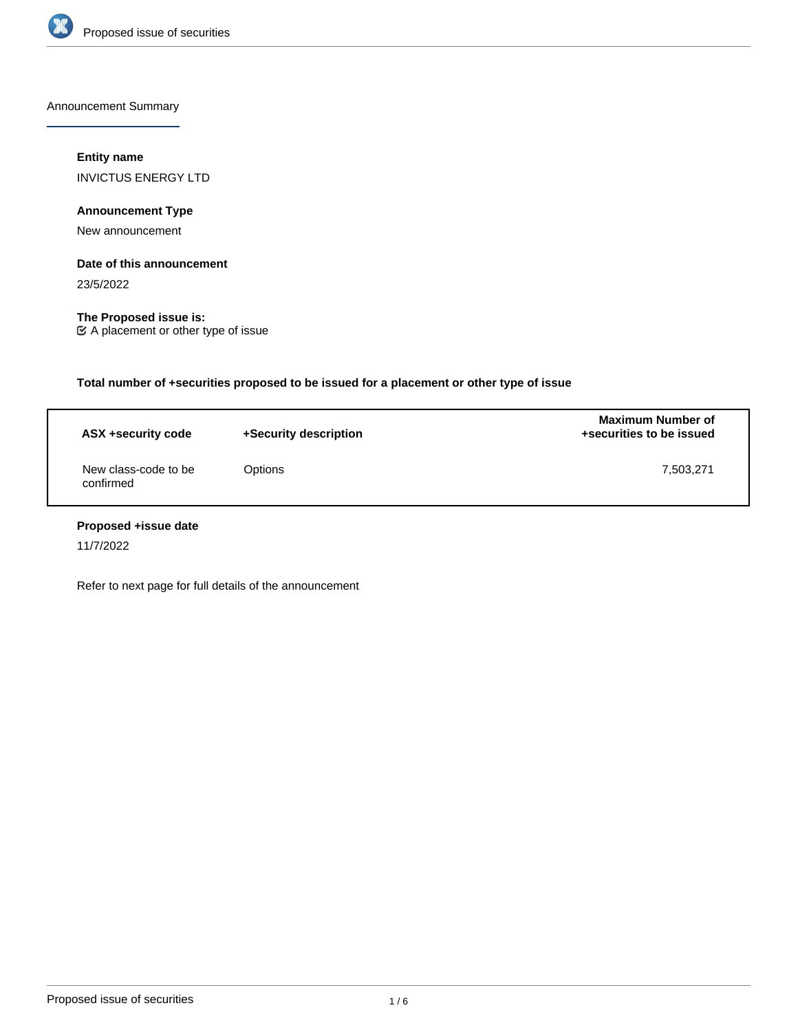Announcement Summary

**Entity name**

INVICTUS ENERGY LTD

**Announcement Type**

New announcement

**Date of this announcement**

23/5/2022

**The Proposed issue is:**

☑ A placement or other type of issue

**Total number of +securities proposed to be issued for a placement or other type of issue**

| ASX +security code | +Security description | Maximum Number of +securities to be issued |
| --- | --- | --- |
| New class-code to be confirmed | Options | 7,503,271 |

**Proposed +issue date**

11/7/2022

Refer to next page for full details of the announcement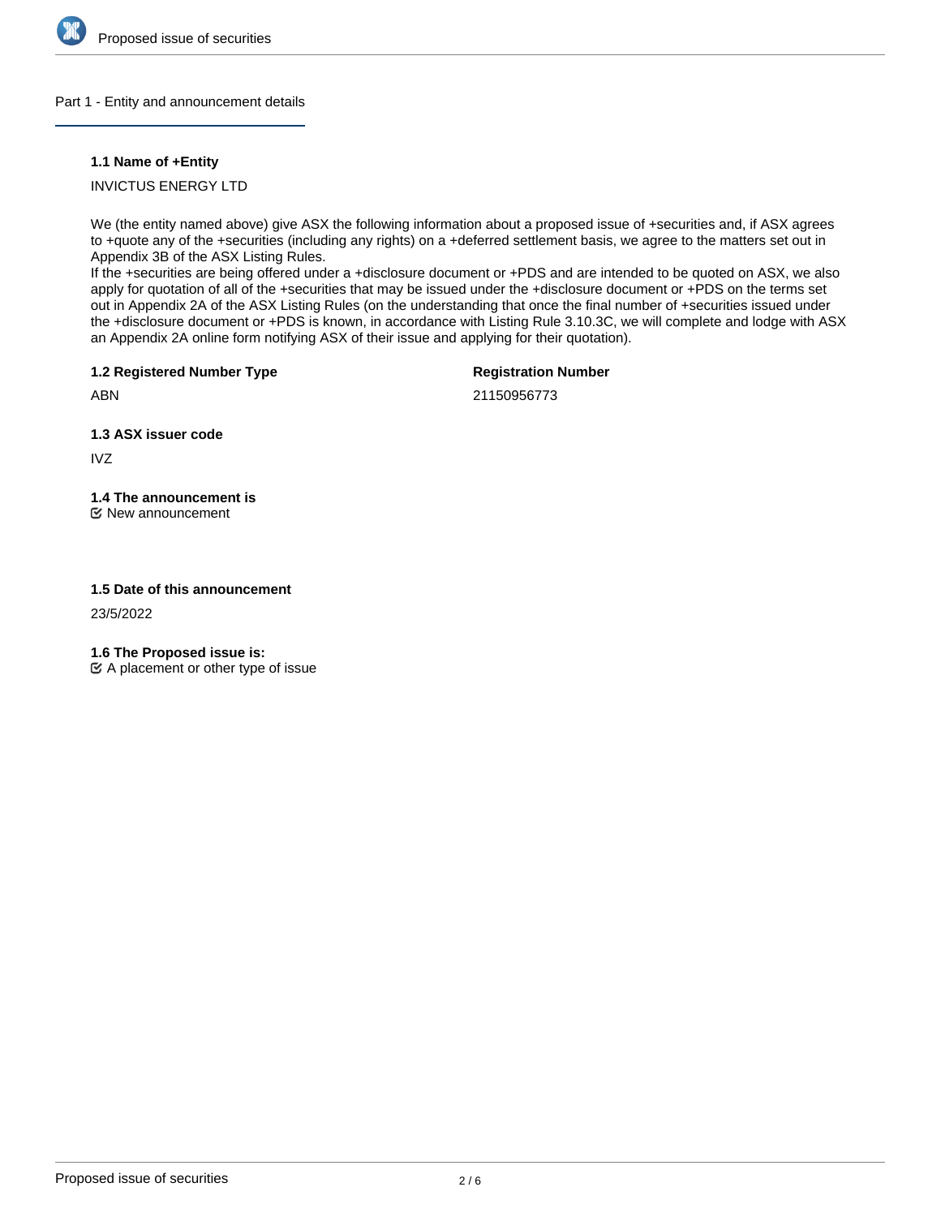## Part 1 - Entity and announcement details

### 1.1 Name of +Entity

INVICTUS ENERGY LTD

We (the entity named above) give ASX the following information about a proposed issue of +securities and, if ASX agrees to +quote any of the +securities (including any rights) on a +deferred settlement basis, we agree to the matters set out in Appendix 3B of the ASX Listing Rules.
If the +securities are being offered under a +disclosure document or +PDS and are intended to be quoted on ASX, we also apply for quotation of all of the +securities that may be issued under the +disclosure document or +PDS on the terms set out in Appendix 2A of the ASX Listing Rules (on the understanding that once the final number of +securities issued under the +disclosure document or +PDS is known, in accordance with Listing Rule 3.10.3C, we will complete and lodge with ASX an Appendix 2A online form notifying ASX of their issue and applying for their quotation).

### 1.2 Registered Number Type

ABN

### Registration Number

21150956773

### 1.3 ASX issuer code

IVZ

### 1.4 The announcement is

☑ New announcement

### 1.5 Date of this announcement

23/5/2022

### 1.6 The Proposed issue is:

☑ A placement or other type of issue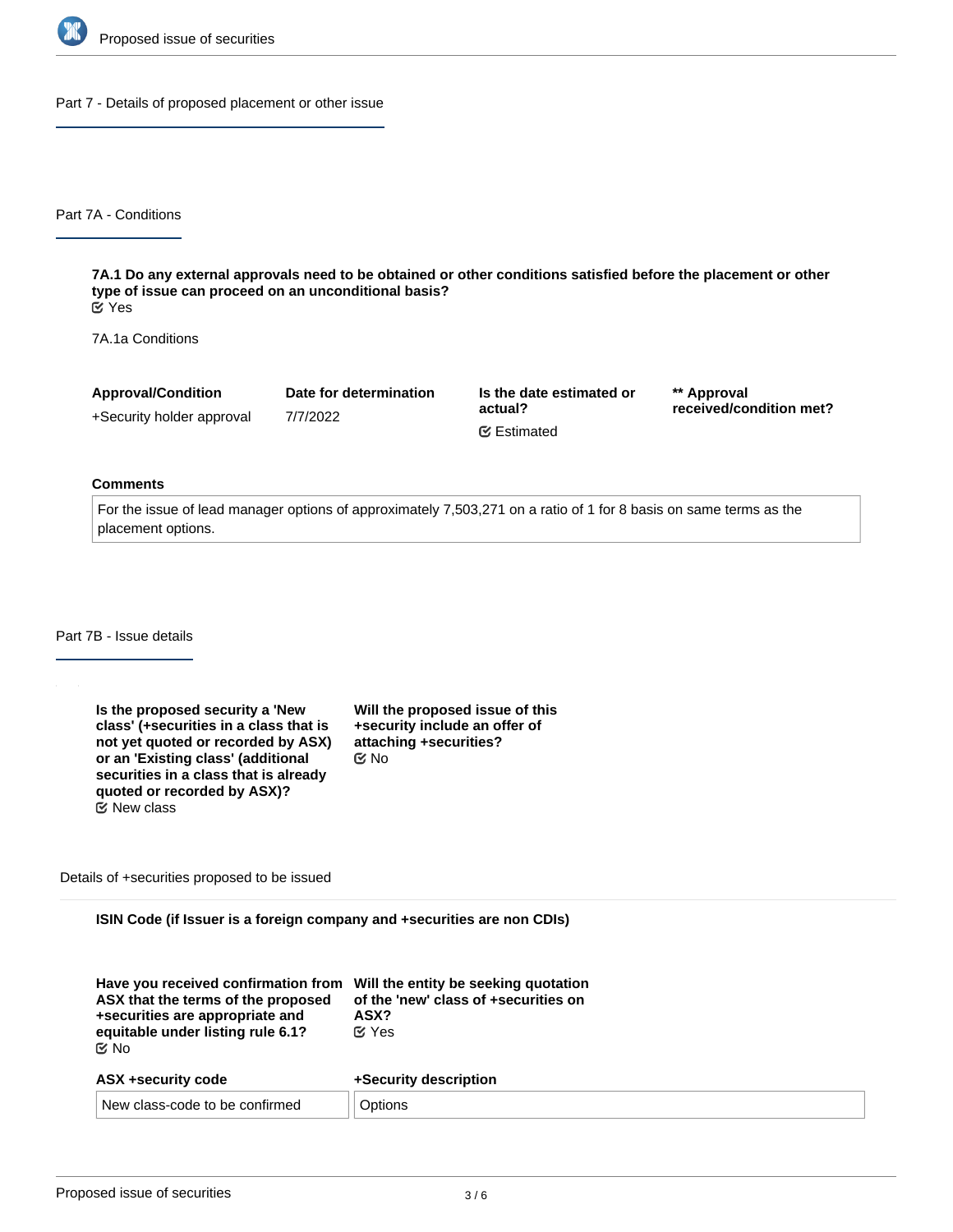## Part 7 - Details of proposed placement or other issue

### Part 7A - Conditions

**7A.1 Do any external approvals need to be obtained or other conditions satisfied before the placement or other type of issue can proceed on an unconditional basis?**

Yes

7A.1a Conditions

| Approval/Condition | Date for determination | Is the date estimated or actual? | ** Approval received/condition met? |
|---|---|---|---|
| +Security holder approval | 7/7/2022 | Estimated | |

**Comments**

For the issue of lead manager options of approximately 7,503,271 on a ratio of 1 for 8 basis on same terms as the placement options.

### Part 7B - Issue details

**Is the proposed security a 'New class' (+securities in a class that is not yet quoted or recorded by ASX) or an 'Existing class' (additional securities in a class that is already quoted or recorded by ASX)?**

New class

**Will the proposed issue of this +security include an offer of attaching +securities?**

No

Details of +securities proposed to be issued

**ISIN Code (if Issuer is a foreign company and +securities are non CDIs)**

**Have you received confirmation from ASX that the terms of the proposed +securities are appropriate and equitable under listing rule 6.1?**

No

**Will the entity be seeking quotation of the 'new' class of +securities on ASX?**

Yes

| ASX +security code | +Security description |
|---|---|
| New class-code to be confirmed | Options |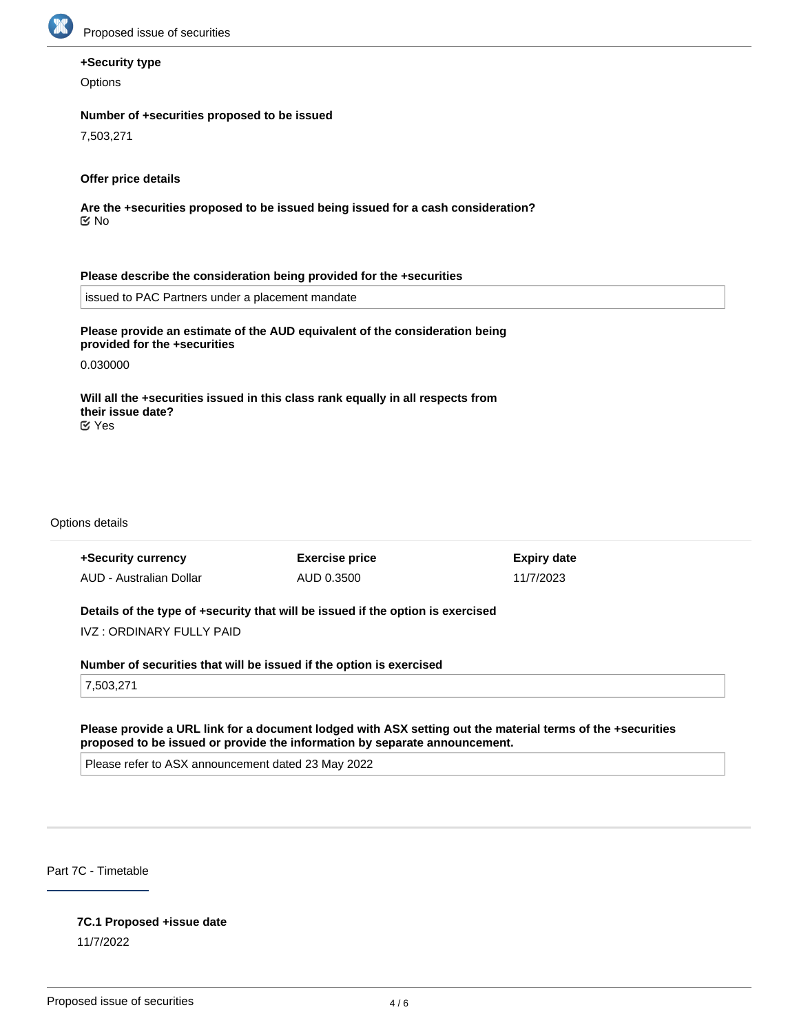**+Security type**

Options

**Number of +securities proposed to be issued**

7,503,271

**Offer price details**

**Are the +securities proposed to be issued being issued for a cash consideration?**

☑ No

**Please describe the consideration being provided for the +securities**

issued to PAC Partners under a placement mandate

**Please provide an estimate of the AUD equivalent of the consideration being provided for the +securities**

0.030000

**Will all the +securities issued in this class rank equally in all respects from their issue date?**

☑ Yes

Options details

| +Security currency | Exercise price | Expiry date |
| --- | --- | --- |
| AUD - Australian Dollar | AUD 0.3500 | 11/7/2023 |

**Details of the type of +security that will be issued if the option is exercised**

IVZ : ORDINARY FULLY PAID

**Number of securities that will be issued if the option is exercised**

7,503,271

**Please provide a URL link for a document lodged with ASX setting out the material terms of the +securities proposed to be issued or provide the information by separate announcement.**

Please refer to ASX announcement dated 23 May 2022

## Part 7C - Timetable

**7C.1 Proposed +issue date**

11/7/2022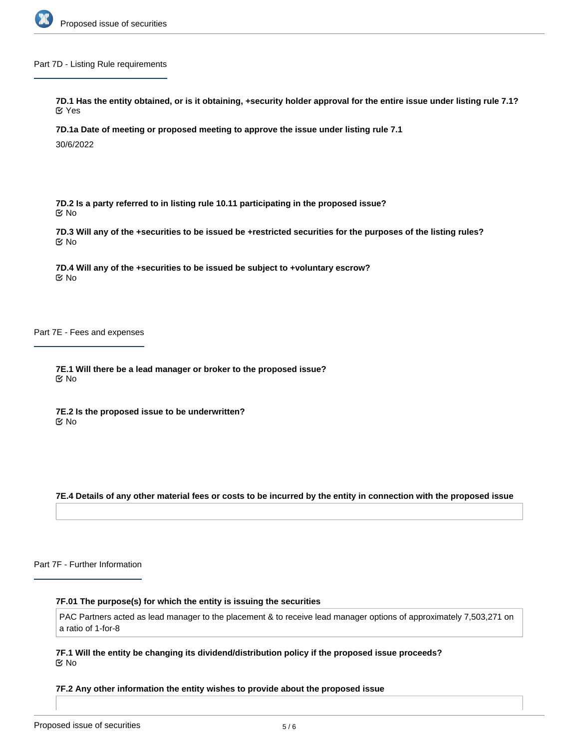## Part 7D - Listing Rule requirements

**7D.1 Has the entity obtained, or is it obtaining, +security holder approval for the entire issue under listing rule 7.1?**
☑ Yes

**7D.1a Date of meeting or proposed meeting to approve the issue under listing rule 7.1**

30/6/2022

**7D.2 Is a party referred to in listing rule 10.11 participating in the proposed issue?**
☑ No

**7D.3 Will any of the +securities to be issued be +restricted securities for the purposes of the listing rules?**
☑ No

**7D.4 Will any of the +securities to be issued be subject to +voluntary escrow?**
☑ No

## Part 7E - Fees and expenses

**7E.1 Will there be a lead manager or broker to the proposed issue?**
☑ No

**7E.2 Is the proposed issue to be underwritten?**
☑ No

**7E.4 Details of any other material fees or costs to be incurred by the entity in connection with the proposed issue**

## Part 7F - Further Information

**7F.01 The purpose(s) for which the entity is issuing the securities**

PAC Partners acted as lead manager to the placement & to receive lead manager options of approximately 7,503,271 on a ratio of 1-for-8

**7F.1 Will the entity be changing its dividend/distribution policy if the proposed issue proceeds?**
☑ No

**7F.2 Any other information the entity wishes to provide about the proposed issue**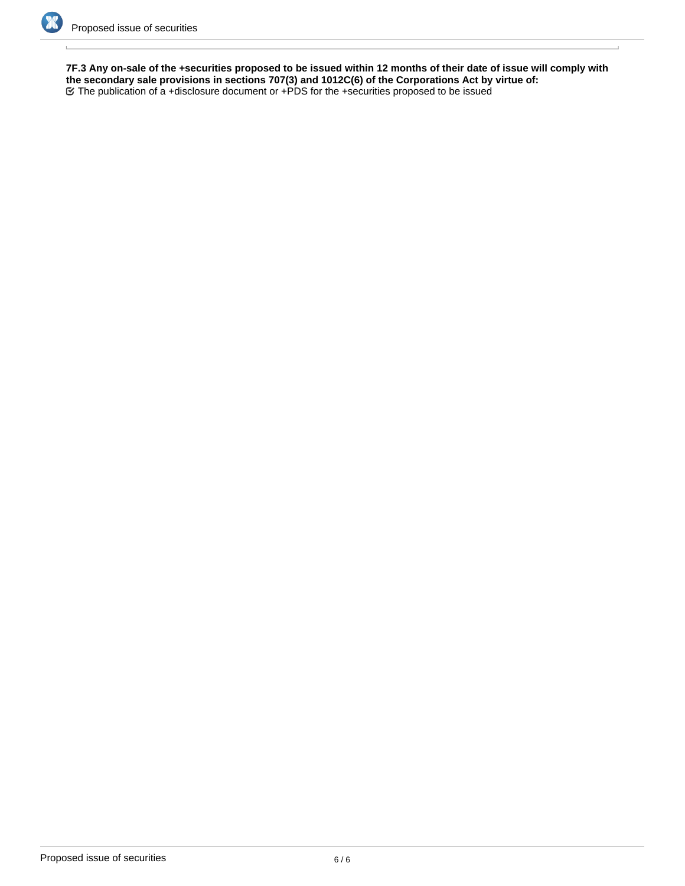**7F.3 Any on-sale of the +securities proposed to be issued within 12 months of their date of issue will comply with the secondary sale provisions in sections 707(3) and 1012C(6) of the Corporations Act by virtue of:**

☑ The publication of a +disclosure document or +PDS for the +securities proposed to be issued